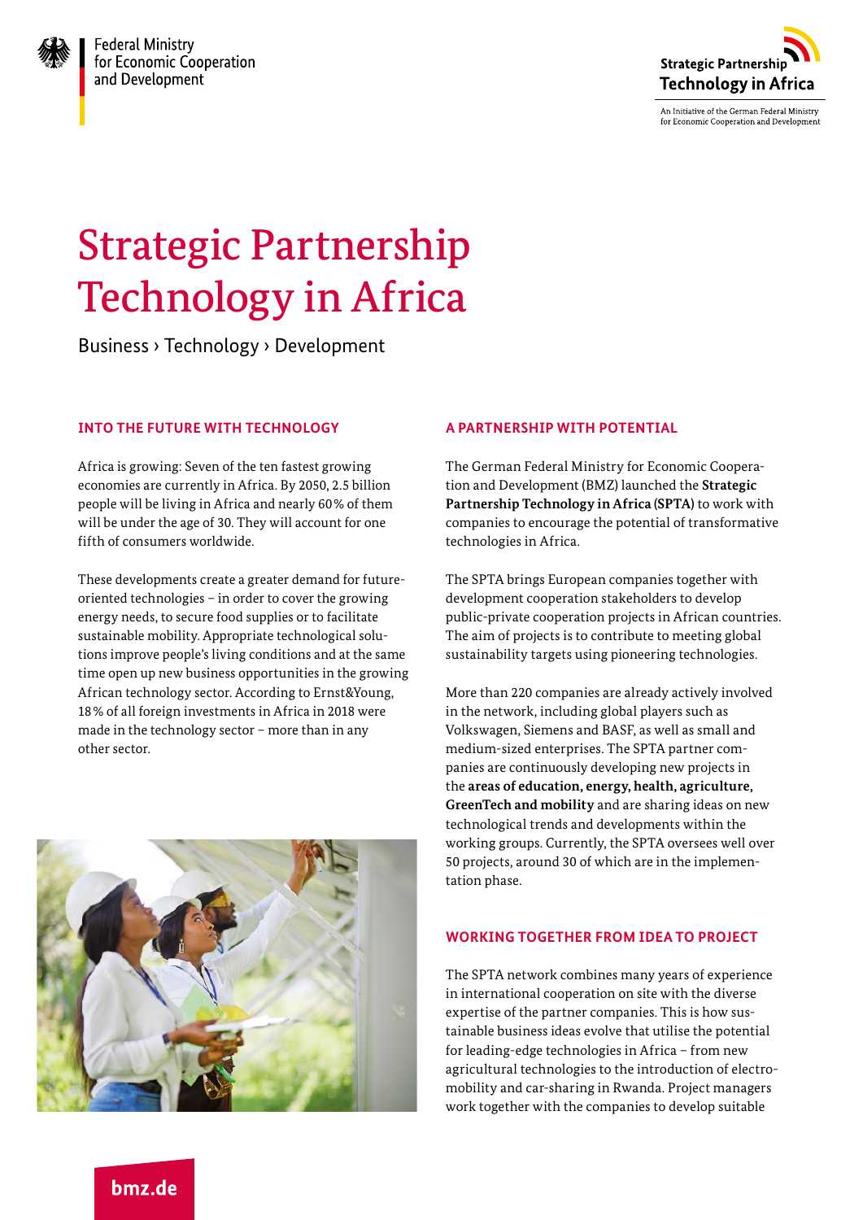Federal Ministry for Economic Cooperation and Development

Strategic Partnership Technology in Africa

An Initiative of the German Federal Ministry for Economic Cooperation and Development

# Strategic Partnership Technology in Africa

Business › Technology › Development

## INTO THE FUTURE WITH TECHNOLOGY

Africa is growing: Seven of the ten fastest growing economies are currently in Africa. By 2050, 2.5 billion people will be living in Africa and nearly 60 % of them will be under the age of 30. They will account for one fifth of consumers worldwide.

These developments create a greater demand for future-oriented technologies – in order to cover the growing energy needs, to secure food supplies or to facilitate sustainable mobility. Appropriate technological solutions improve people's living conditions and at the same time open up new business opportunities in the growing African technology sector. According to Ernst&Young, 18 % of all foreign investments in Africa in 2018 were made in the technology sector – more than in any other sector.

## A PARTNERSHIP WITH POTENTIAL

The German Federal Ministry for Economic Cooperation and Development (BMZ) launched the **Strategic Partnership Technology in Africa (SPTA)** to work with companies to encourage the potential of transformative technologies in Africa.

The SPTA brings European companies together with development cooperation stakeholders to develop public-private cooperation projects in African countries. The aim of projects is to contribute to meeting global sustainability targets using pioneering technologies.

More than 220 companies are already actively involved in the network, including global players such as Volkswagen, Siemens and BASF, as well as small and medium-sized enterprises. The SPTA partner companies are continuously developing new projects in the **areas of education, energy, health, agriculture, GreenTech and mobility** and are sharing ideas on new technological trends and developments within the working groups. Currently, the SPTA oversees well over 50 projects, around 30 of which are in the implementation phase.

## WORKING TOGETHER FROM IDEA TO PROJECT

The SPTA network combines many years of experience in international cooperation on site with the diverse expertise of the partner companies. This is how sustainable business ideas evolve that utilise the potential for leading-edge technologies in Africa – from new agricultural technologies to the introduction of electromobility and car-sharing in Rwanda. Project managers work together with the companies to develop suitable

bmz.de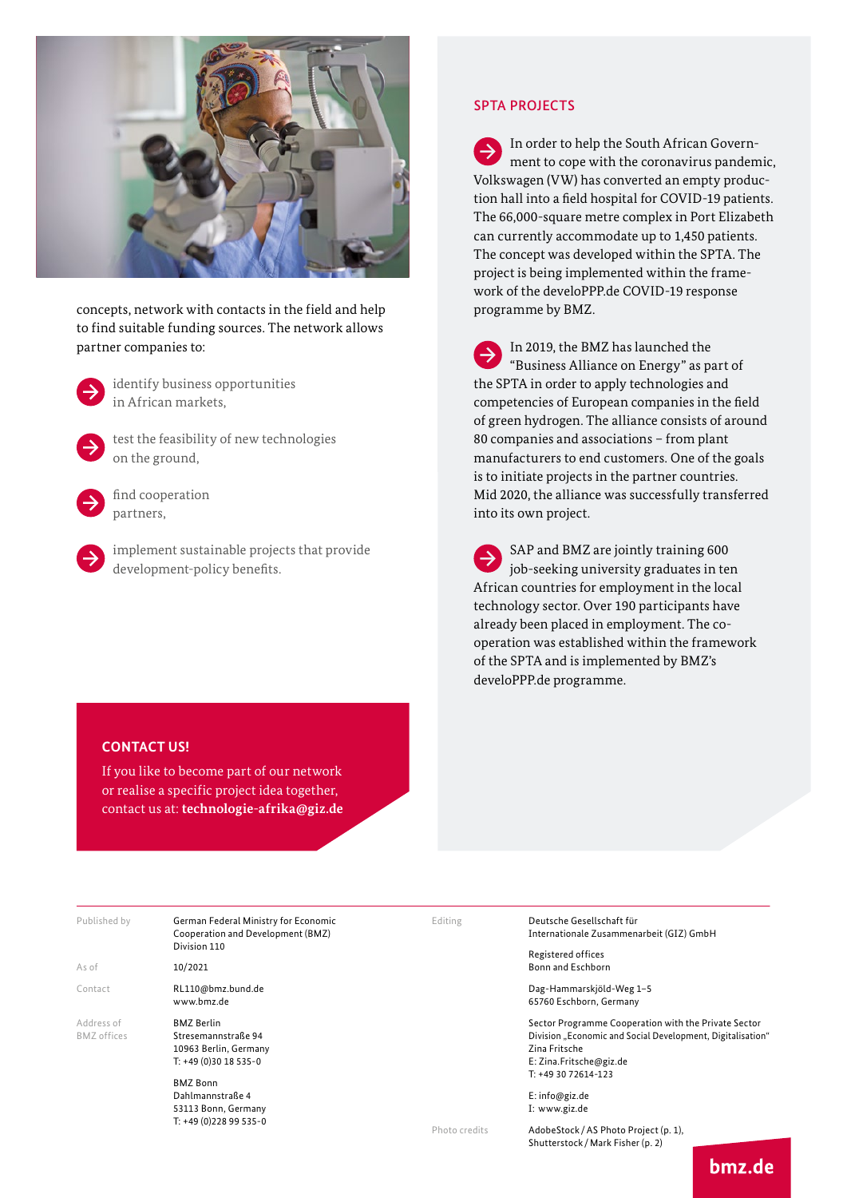concepts, network with contacts in the field and help to find suitable funding sources. The network allows partner companies to:

- identify business opportunities in African markets,
- test the feasibility of new technologies on the ground,
- find cooperation partners,
- implement sustainable projects that provide development-policy benefits.

## CONTACT US!

If you like to become part of our network or realise a specific project idea together, contact us at: **technologie-afrika@giz.de**

## SPTA PROJECTS

In order to help the South African Government to cope with the coronavirus pandemic, Volkswagen (VW) has converted an empty production hall into a field hospital for COVID-19 patients. The 66,000-square metre complex in Port Elizabeth can currently accommodate up to 1,450 patients. The concept was developed within the SPTA. The project is being implemented within the framework of the develoPPP.de COVID-19 response programme by BMZ.

In 2019, the BMZ has launched the "Business Alliance on Energy" as part of the SPTA in order to apply technologies and competencies of European companies in the field of green hydrogen. The alliance consists of around 80 companies and associations – from plant manufacturers to end customers. One of the goals is to initiate projects in the partner countries. Mid 2020, the alliance was successfully transferred into its own project.

SAP and BMZ are jointly training 600 job-seeking university graduates in ten African countries for employment in the local technology sector. Over 190 participants have already been placed in employment. The co-operation was established within the framework of the SPTA and is implemented by BMZ's develoPPP.de programme.

| | |
|---|---|
| Published by | German Federal Ministry for Economic Cooperation and Development (BMZ) Division 110 |
| As of | 10/2021 |
| Contact | RL110@bmz.bund.de www.bmz.de |
| Address of BMZ offices | BMZ Berlin Stresemannstraße 94 10963 Berlin, Germany T: +49 (0)30 18 535-0<br>BMZ Bonn Dahlmannstraße 4 53113 Bonn, Germany T: +49 (0)228 99 535-0 |
| Editing | Deutsche Gesellschaft für Internationale Zusammenarbeit (GIZ) GmbH<br>Registered offices Bonn and Eschborn<br>Dag-Hammarskjöld-Weg 1–5 65760 Eschborn, Germany<br>Sector Programme Cooperation with the Private Sector Division „Economic and Social Development, Digitalisation" Zina Fritsche E: Zina.Fritsche@giz.de T: +49 30 72614-123<br>E: info@giz.de I: www.giz.de |
| Photo credits | AdobeStock / AS Photo Project (p. 1), Shutterstock / Mark Fisher (p. 2) |

bmz.de